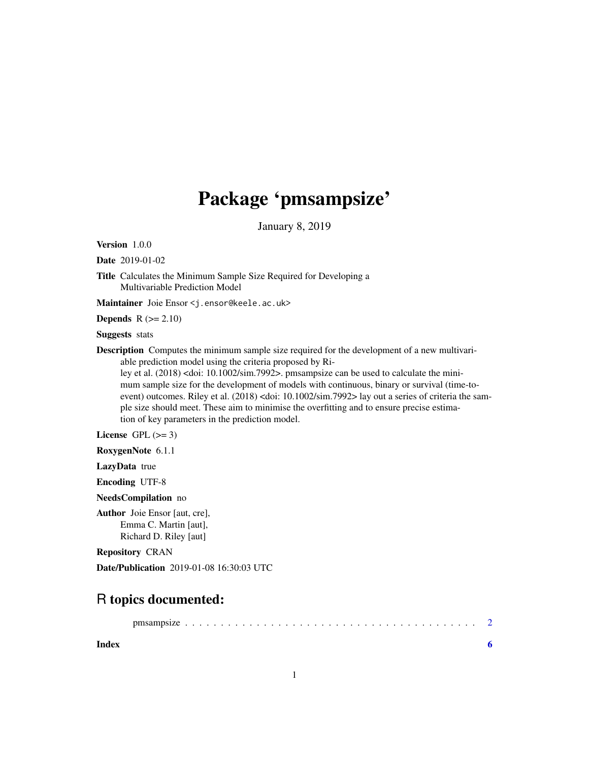# Package 'pmsampsize'

January 8, 2019

**Version** 1.0.0

**Date** 2019-01-02

**Title** Calculates the Minimum Sample Size Required for Developing a Multivariable Prediction Model

**Maintainer** Joie Ensor <j.ensor@keele.ac.uk>

**Depends** R (>= 2.10)

**Suggests** stats

**Description** Computes the minimum sample size required for the development of a new multivariable prediction model using the criteria proposed by Riley et al. (2018) <doi: 10.1002/sim.7992>. pmsampsize can be used to calculate the minimum sample size for the development of models with continuous, binary or survival (time-to-event) outcomes. Riley et al. (2018) <doi: 10.1002/sim.7992> lay out a series of criteria the sample size should meet. These aim to minimise the overfitting and to ensure precise estimation of key parameters in the prediction model.

**License** GPL (>= 3)

**RoxygenNote** 6.1.1

**LazyData** true

**Encoding** UTF-8

**NeedsCompilation** no

**Author** Joie Ensor [aut, cre],
Emma C. Martin [aut],
Richard D. Riley [aut]

**Repository** CRAN

**Date/Publication** 2019-01-08 16:30:03 UTC

## R topics documented:

pmsampsize . . . . . . . . . . . . . . . . . . . . . . . . . . . . . . . . . . . . . . . . 2

**Index** **6**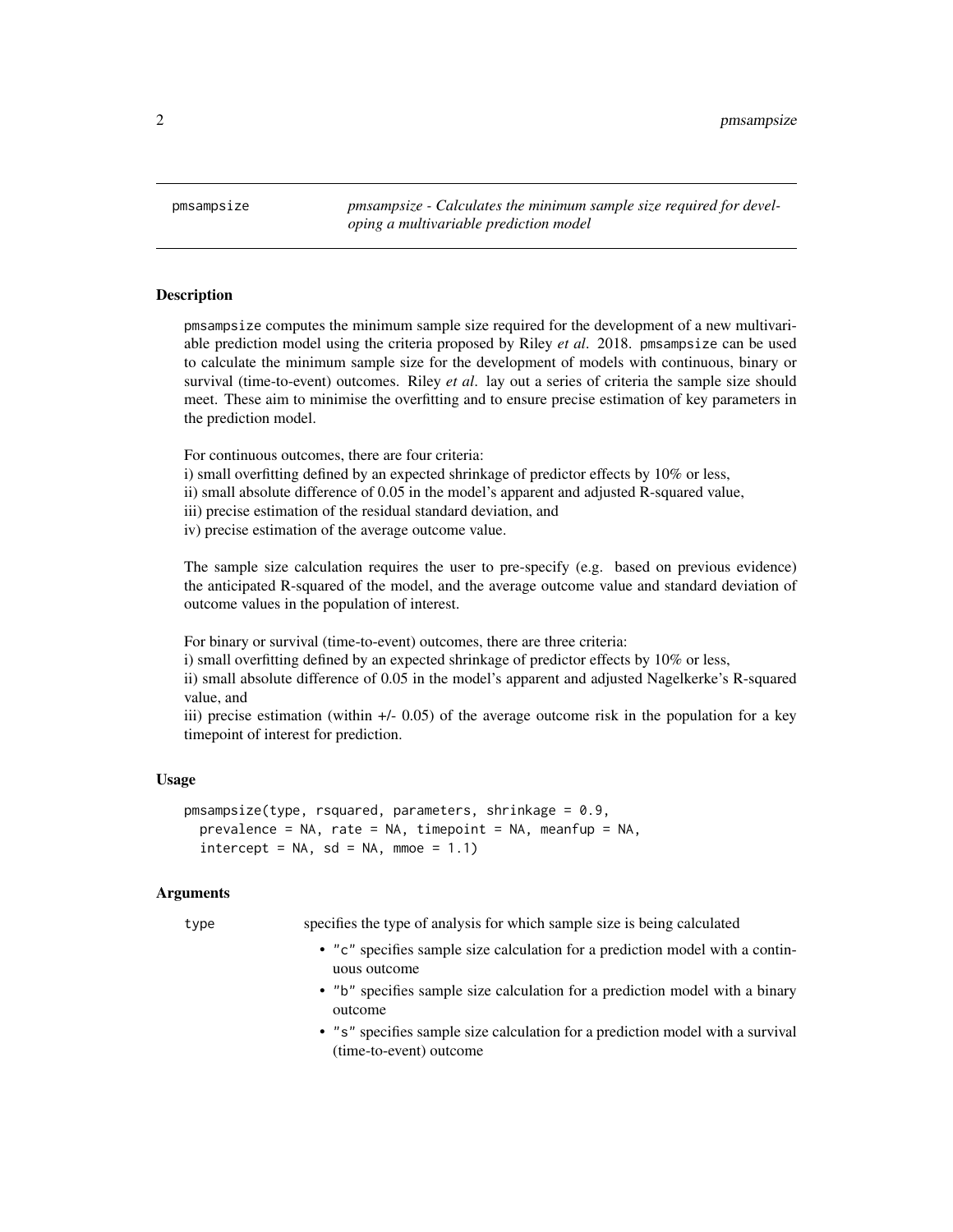pmsampsize — *pmsampsize - Calculates the minimum sample size required for developing a multivariable prediction model*

## Description

pmsampsize computes the minimum sample size required for the development of a new multivariable prediction model using the criteria proposed by Riley *et al*. 2018. pmsampsize can be used to calculate the minimum sample size for the development of models with continuous, binary or survival (time-to-event) outcomes. Riley *et al*. lay out a series of criteria the sample size should meet. These aim to minimise the overfitting and to ensure precise estimation of key parameters in the prediction model.

For continuous outcomes, there are four criteria:
i) small overfitting defined by an expected shrinkage of predictor effects by 10% or less,
ii) small absolute difference of 0.05 in the model's apparent and adjusted R-squared value,
iii) precise estimation of the residual standard deviation, and
iv) precise estimation of the average outcome value.

The sample size calculation requires the user to pre-specify (e.g. based on previous evidence) the anticipated R-squared of the model, and the average outcome value and standard deviation of outcome values in the population of interest.

For binary or survival (time-to-event) outcomes, there are three criteria:
i) small overfitting defined by an expected shrinkage of predictor effects by 10% or less,
ii) small absolute difference of 0.05 in the model's apparent and adjusted Nagelkerke's R-squared value, and
iii) precise estimation (within +/- 0.05) of the average outcome risk in the population for a key timepoint of interest for prediction.

## Usage

```
pmsampsize(type, rsquared, parameters, shrinkage = 0.9,
  prevalence = NA, rate = NA, timepoint = NA, meanfup = NA,
  intercept = NA, sd = NA, mmoe = 1.1)
```

## Arguments

type — specifies the type of analysis for which sample size is being calculated

- "c" specifies sample size calculation for a prediction model with a continuous outcome
- "b" specifies sample size calculation for a prediction model with a binary outcome
- "s" specifies sample size calculation for a prediction model with a survival (time-to-event) outcome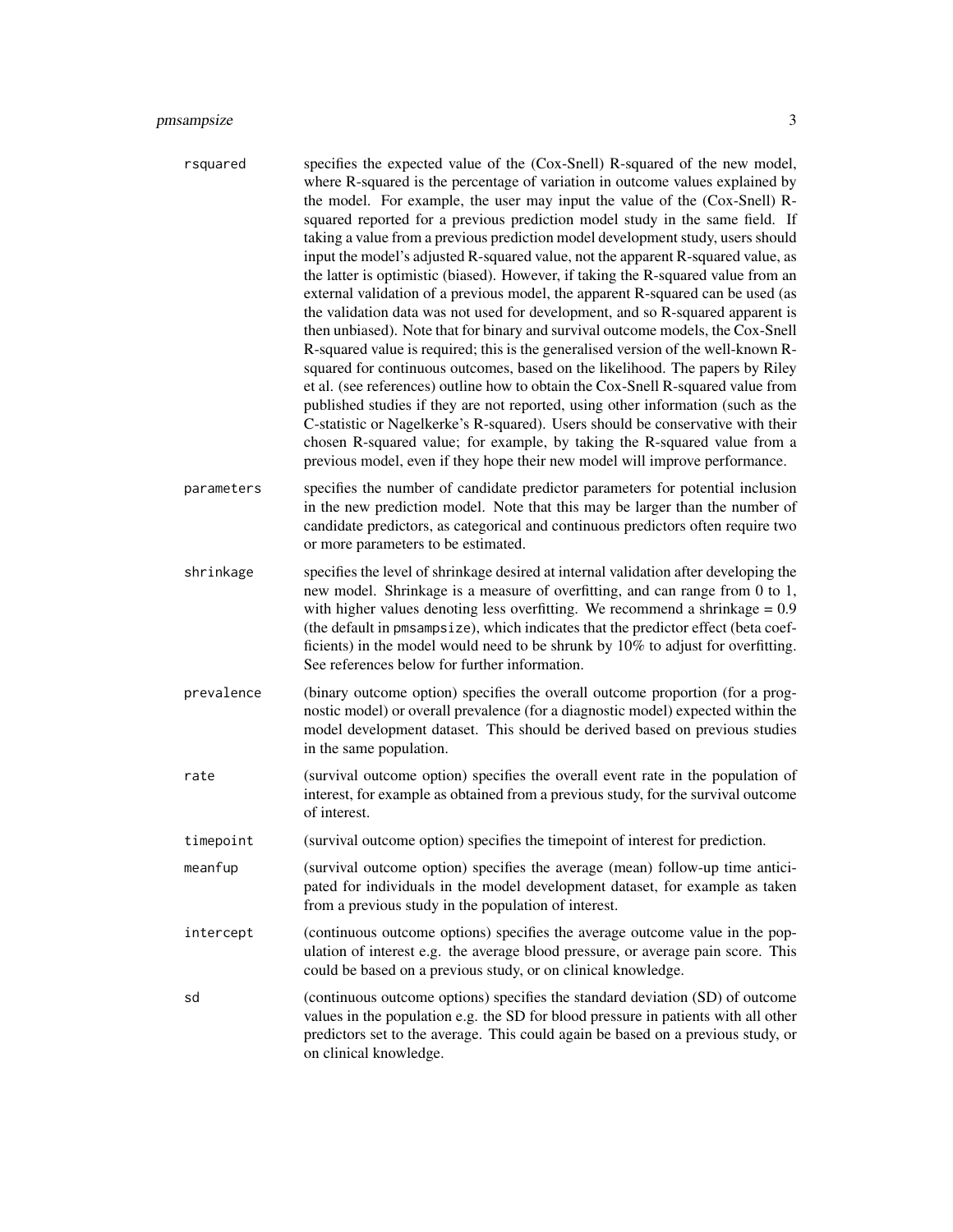`rsquared` specifies the expected value of the (Cox-Snell) R-squared of the new model, where R-squared is the percentage of variation in outcome values explained by the model. For example, the user may input the value of the (Cox-Snell) R-squared reported for a previous prediction model study in the same field. If taking a value from a previous prediction model development study, users should input the model's adjusted R-squared value, not the apparent R-squared value, as the latter is optimistic (biased). However, if taking the R-squared value from an external validation of a previous model, the apparent R-squared can be used (as the validation data was not used for development, and so R-squared apparent is then unbiased). Note that for binary and survival outcome models, the Cox-Snell R-squared value is required; this is the generalised version of the well-known R-squared for continuous outcomes, based on the likelihood. The papers by Riley et al. (see references) outline how to obtain the Cox-Snell R-squared value from published studies if they are not reported, using other information (such as the C-statistic or Nagelkerke's R-squared). Users should be conservative with their chosen R-squared value; for example, by taking the R-squared value from a previous model, even if they hope their new model will improve performance.

`parameters` specifies the number of candidate predictor parameters for potential inclusion in the new prediction model. Note that this may be larger than the number of candidate predictors, as categorical and continuous predictors often require two or more parameters to be estimated.

`shrinkage` specifies the level of shrinkage desired at internal validation after developing the new model. Shrinkage is a measure of overfitting, and can range from 0 to 1, with higher values denoting less overfitting. We recommend a shrinkage = 0.9 (the default in `pmsampsize`), which indicates that the predictor effect (beta coefficients) in the model would need to be shrunk by 10% to adjust for overfitting. See references below for further information.

`prevalence` (binary outcome option) specifies the overall outcome proportion (for a prognostic model) or overall prevalence (for a diagnostic model) expected within the model development dataset. This should be derived based on previous studies in the same population.

`rate` (survival outcome option) specifies the overall event rate in the population of interest, for example as obtained from a previous study, for the survival outcome of interest.

`timepoint` (survival outcome option) specifies the timepoint of interest for prediction.

`meanfup` (survival outcome option) specifies the average (mean) follow-up time anticipated for individuals in the model development dataset, for example as taken from a previous study in the population of interest.

`intercept` (continuous outcome options) specifies the average outcome value in the population of interest e.g. the average blood pressure, or average pain score. This could be based on a previous study, or on clinical knowledge.

`sd` (continuous outcome options) specifies the standard deviation (SD) of outcome values in the population e.g. the SD for blood pressure in patients with all other predictors set to the average. This could again be based on a previous study, or on clinical knowledge.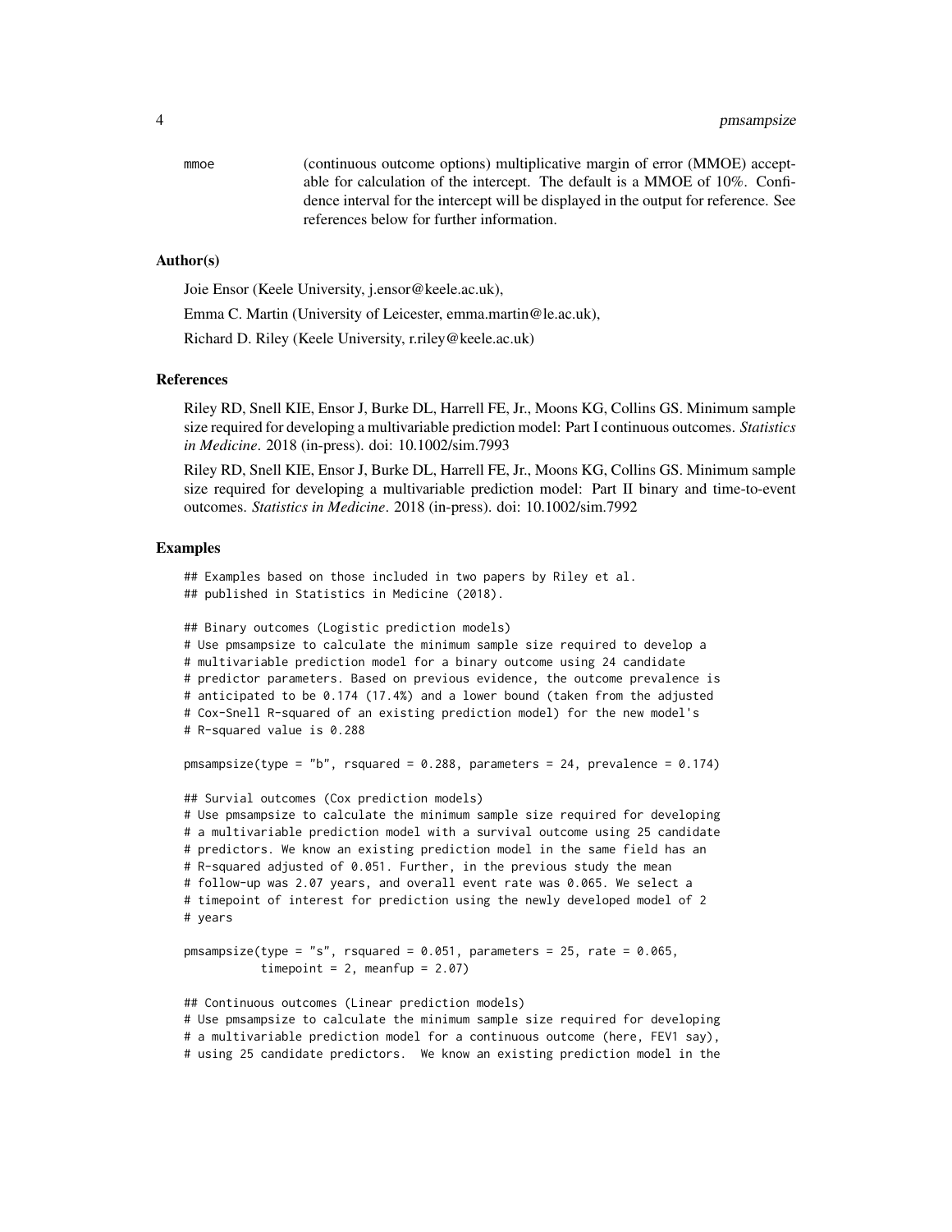mmoe (continuous outcome options) multiplicative margin of error (MMOE) acceptable for calculation of the intercept. The default is a MMOE of 10%. Confidence interval for the intercept will be displayed in the output for reference. See references below for further information.

### Author(s)

Joie Ensor (Keele University, j.ensor@keele.ac.uk),

Emma C. Martin (University of Leicester, emma.martin@le.ac.uk),

Richard D. Riley (Keele University, r.riley@keele.ac.uk)

### References

Riley RD, Snell KIE, Ensor J, Burke DL, Harrell FE, Jr., Moons KG, Collins GS. Minimum sample size required for developing a multivariable prediction model: Part I continuous outcomes. *Statistics in Medicine*. 2018 (in-press). doi: 10.1002/sim.7993

Riley RD, Snell KIE, Ensor J, Burke DL, Harrell FE, Jr., Moons KG, Collins GS. Minimum sample size required for developing a multivariable prediction model: Part II binary and time-to-event outcomes. *Statistics in Medicine*. 2018 (in-press). doi: 10.1002/sim.7992

### Examples

```
## Examples based on those included in two papers by Riley et al.
## published in Statistics in Medicine (2018).

## Binary outcomes (Logistic prediction models)
# Use pmsampsize to calculate the minimum sample size required to develop a
# multivariable prediction model for a binary outcome using 24 candidate
# predictor parameters. Based on previous evidence, the outcome prevalence is
# anticipated to be 0.174 (17.4%) and a lower bound (taken from the adjusted
# Cox-Snell R-squared of an existing prediction model) for the new model's
# R-squared value is 0.288

pmsampsize(type = "b", rsquared = 0.288, parameters = 24, prevalence = 0.174)

## Survial outcomes (Cox prediction models)
# Use pmsampsize to calculate the minimum sample size required for developing
# a multivariable prediction model with a survival outcome using 25 candidate
# predictors. We know an existing prediction model in the same field has an
# R-squared adjusted of 0.051. Further, in the previous study the mean
# follow-up was 2.07 years, and overall event rate was 0.065. We select a
# timepoint of interest for prediction using the newly developed model of 2
# years

pmsampsize(type = "s", rsquared = 0.051, parameters = 25, rate = 0.065,
           timepoint = 2, meanfup = 2.07)

## Continuous outcomes (Linear prediction models)
# Use pmsampsize to calculate the minimum sample size required for developing
# a multivariable prediction model for a continuous outcome (here, FEV1 say),
# using 25 candidate predictors.  We know an existing prediction model in the
```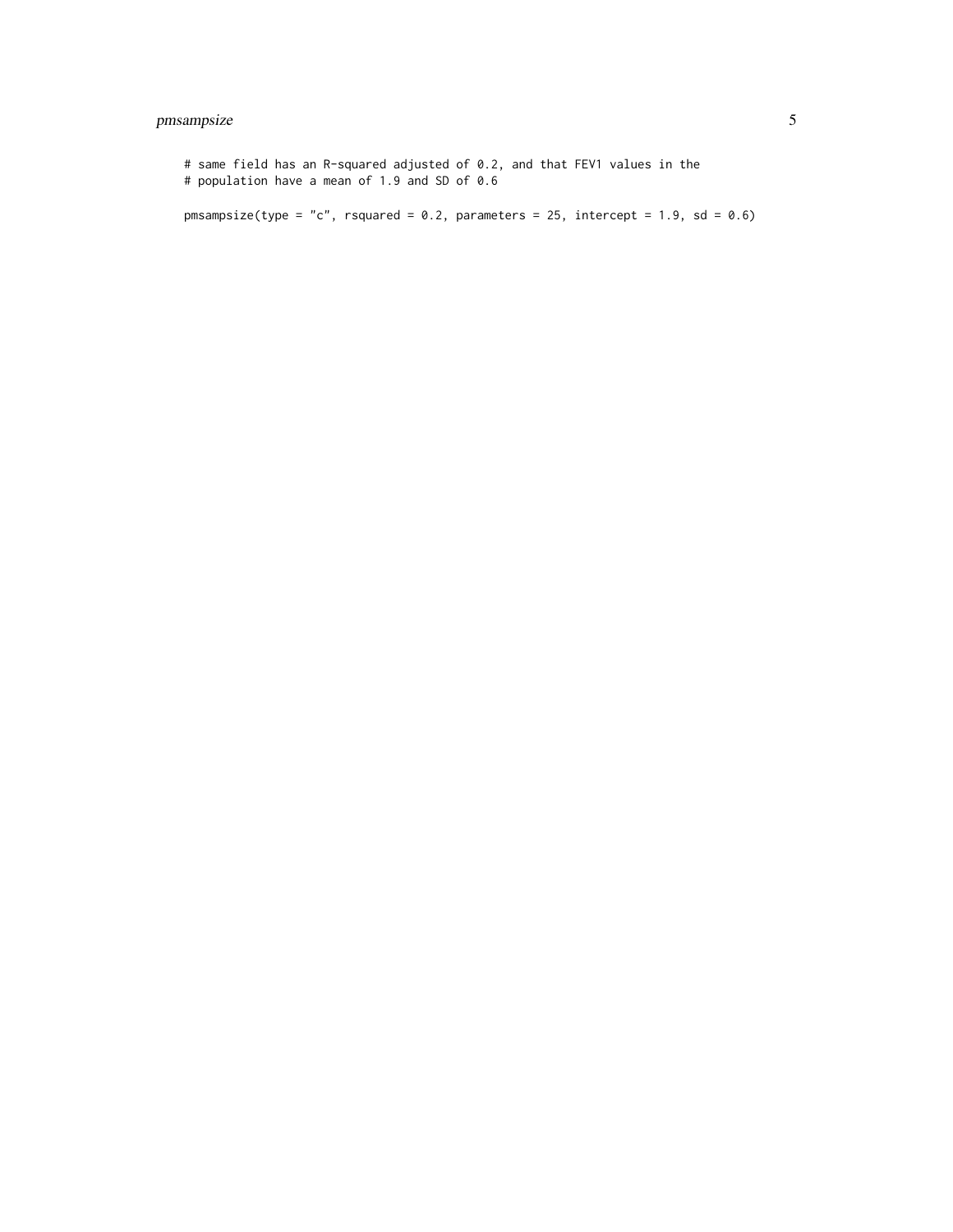```
# same field has an R-squared adjusted of 0.2, and that FEV1 values in the
# population have a mean of 1.9 and SD of 0.6

pmsampsize(type = "c", rsquared = 0.2, parameters = 25, intercept = 1.9, sd = 0.6)
```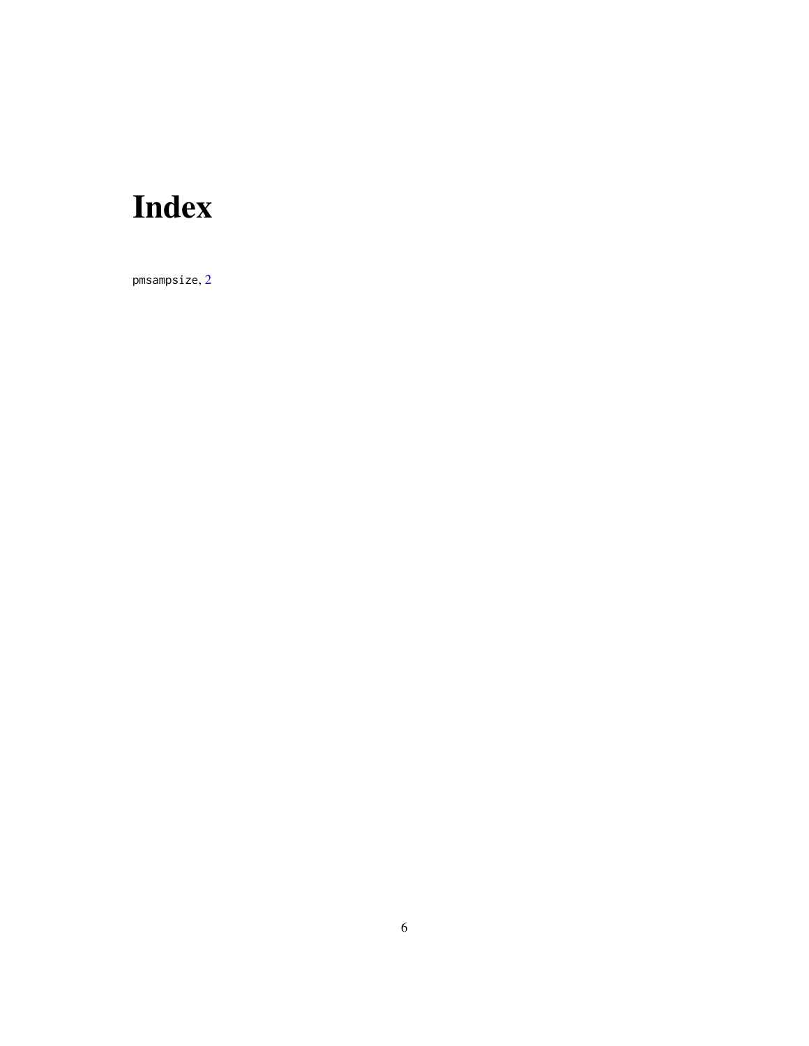# Index

`pmsampsize`, 2